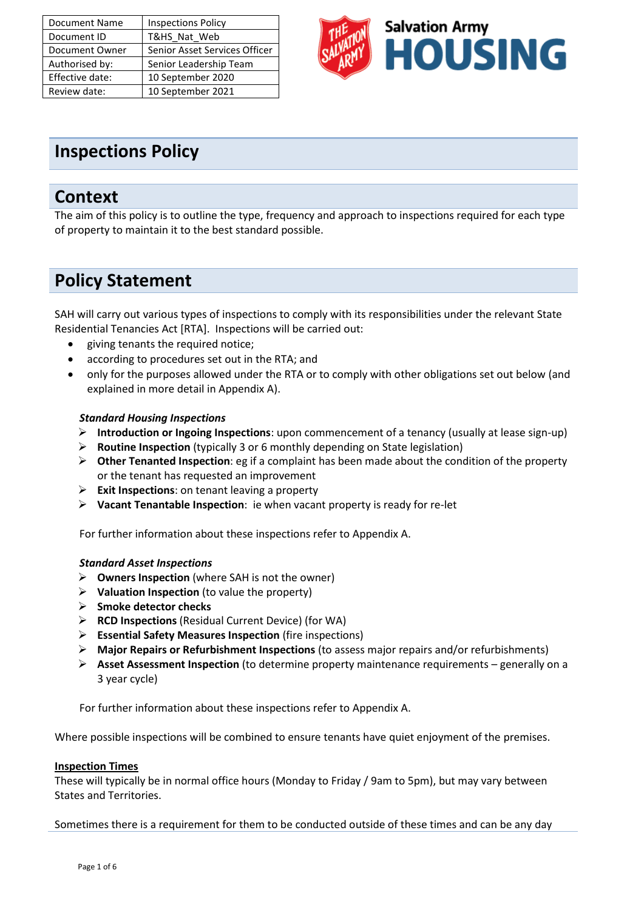| Document Name | Inspections Policy |
| --- | --- |
| Document ID | T&HS_Nat_Web |
| Document Owner | Senior Asset Services Officer |
| Authorised by: | Senior Leadership Team |
| Effective date: | 10 September 2020 |
| Review date: | 10 September 2021 |

# Inspections Policy

## Context

The aim of this policy is to outline the type, frequency and approach to inspections required for each type of property to maintain it to the best standard possible.

## Policy Statement

SAH will carry out various types of inspections to comply with its responsibilities under the relevant State Residential Tenancies Act [RTA]. Inspections will be carried out:

- giving tenants the required notice;
- according to procedures set out in the RTA; and
- only for the purposes allowed under the RTA or to comply with other obligations set out below (and explained in more detail in Appendix A).

***Standard Housing Inspections***

- **Introduction or Ingoing Inspections**: upon commencement of a tenancy (usually at lease sign-up)
- **Routine Inspection** (typically 3 or 6 monthly depending on State legislation)
- **Other Tenanted Inspection**: eg if a complaint has been made about the condition of the property or the tenant has requested an improvement
- **Exit Inspections**: on tenant leaving a property
- **Vacant Tenantable Inspection**: ie when vacant property is ready for re-let

For further information about these inspections refer to Appendix A.

***Standard Asset Inspections***

- **Owners Inspection** (where SAH is not the owner)
- **Valuation Inspection** (to value the property)
- **Smoke detector checks**
- **RCD Inspections** (Residual Current Device) (for WA)
- **Essential Safety Measures Inspection** (fire inspections)
- **Major Repairs or Refurbishment Inspections** (to assess major repairs and/or refurbishments)
- **Asset Assessment Inspection** (to determine property maintenance requirements – generally on a 3 year cycle)

For further information about these inspections refer to Appendix A.

Where possible inspections will be combined to ensure tenants have quiet enjoyment of the premises.

**Inspection Times**

These will typically be in normal office hours (Monday to Friday / 9am to 5pm), but may vary between States and Territories.

Sometimes there is a requirement for them to be conducted outside of these times and can be any day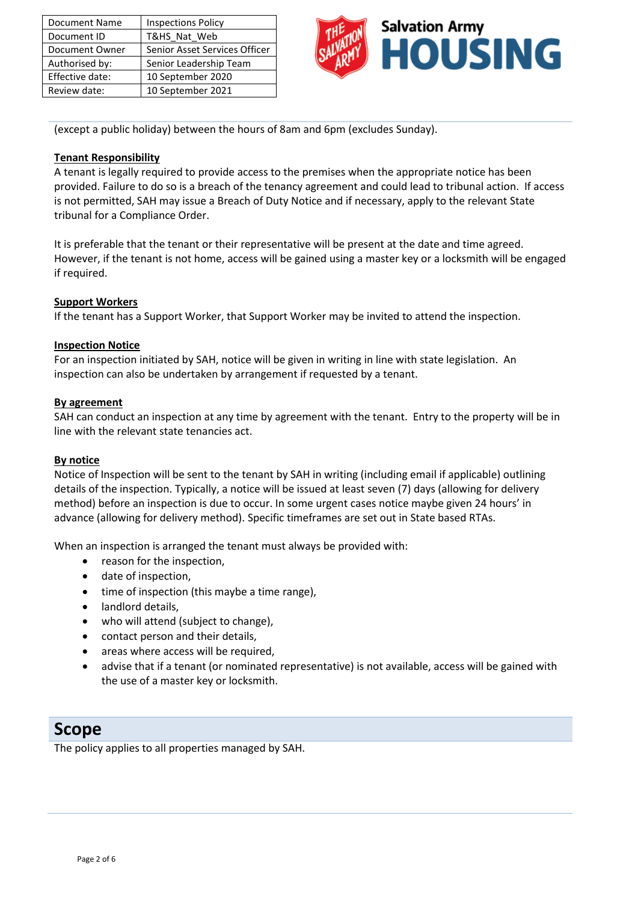(except a public holiday) between the hours of 8am and 6pm (excludes Sunday).

**Tenant Responsibility**

A tenant is legally required to provide access to the premises when the appropriate notice has been provided. Failure to do so is a breach of the tenancy agreement and could lead to tribunal action. If access is not permitted, SAH may issue a Breach of Duty Notice and if necessary, apply to the relevant State tribunal for a Compliance Order.

It is preferable that the tenant or their representative will be present at the date and time agreed. However, if the tenant is not home, access will be gained using a master key or a locksmith will be engaged if required.

**Support Workers**

If the tenant has a Support Worker, that Support Worker may be invited to attend the inspection.

**Inspection Notice**

For an inspection initiated by SAH, notice will be given in writing in line with state legislation. An inspection can also be undertaken by arrangement if requested by a tenant.

**By agreement**

SAH can conduct an inspection at any time by agreement with the tenant. Entry to the property will be in line with the relevant state tenancies act.

**By notice**

Notice of Inspection will be sent to the tenant by SAH in writing (including email if applicable) outlining details of the inspection. Typically, a notice will be issued at least seven (7) days (allowing for delivery method) before an inspection is due to occur. In some urgent cases notice maybe given 24 hours' in advance (allowing for delivery method). Specific timeframes are set out in State based RTAs.

When an inspection is arranged the tenant must always be provided with:

- reason for the inspection,
- date of inspection,
- time of inspection (this maybe a time range),
- landlord details,
- who will attend (subject to change),
- contact person and their details,
- areas where access will be required,
- advise that if a tenant (or nominated representative) is not available, access will be gained with the use of a master key or locksmith.

## Scope

The policy applies to all properties managed by SAH.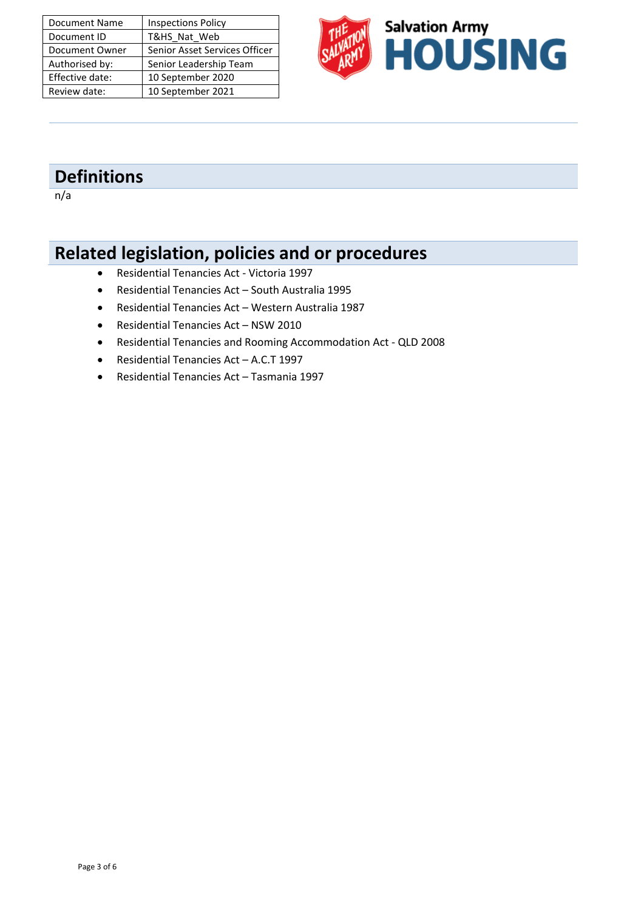| Document Name | Inspections Policy |
|---|---|
| Document ID | T&HS_Nat_Web |
| Document Owner | Senior Asset Services Officer |
| Authorised by: | Senior Leadership Team |
| Effective date: | 10 September 2020 |
| Review date: | 10 September 2021 |

Salvation Army **HOUSING**

## Definitions

n/a

## Related legislation, policies and or procedures

- Residential Tenancies Act - Victoria 1997
- Residential Tenancies Act – South Australia 1995
- Residential Tenancies Act – Western Australia 1987
- Residential Tenancies Act – NSW 2010
- Residential Tenancies and Rooming Accommodation Act - QLD 2008
- Residential Tenancies Act – A.C.T 1997
- Residential Tenancies Act – Tasmania 1997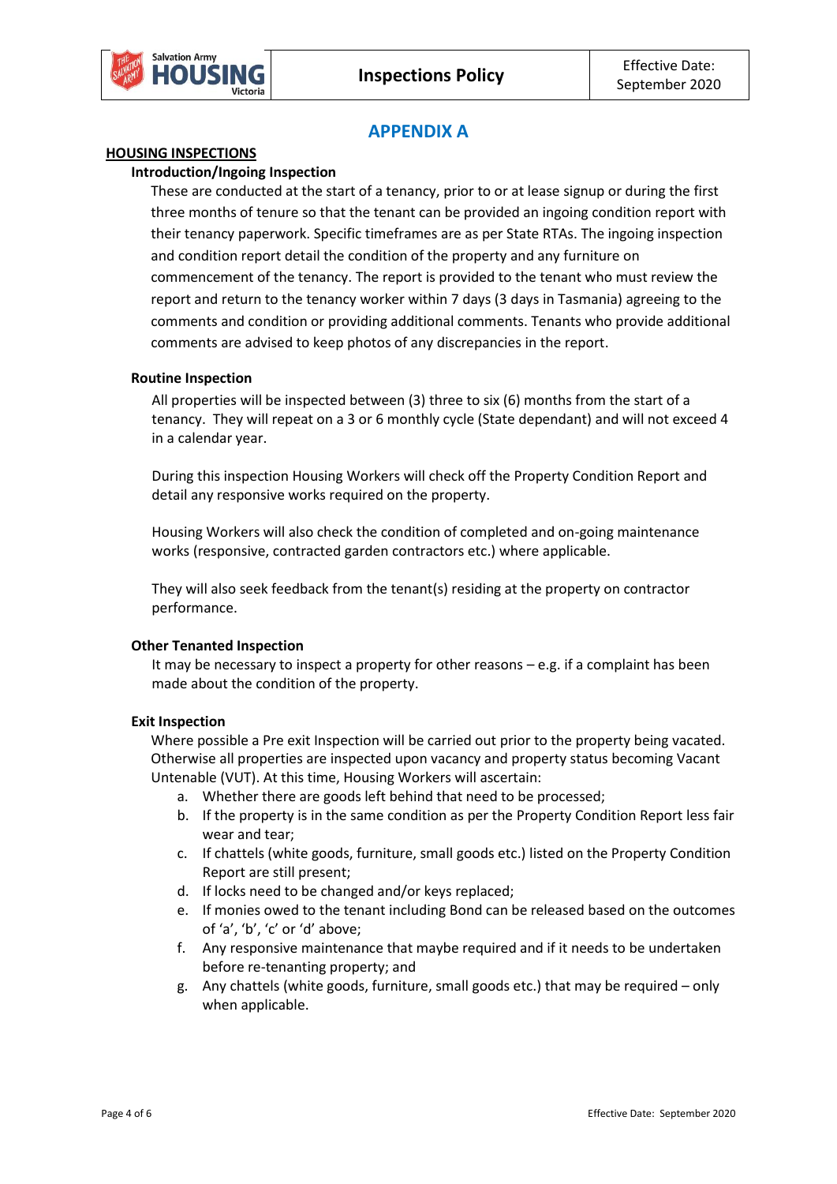## APPENDIX A

**HOUSING INSPECTIONS**

### Introduction/Ingoing Inspection

These are conducted at the start of a tenancy, prior to or at lease signup or during the first three months of tenure so that the tenant can be provided an ingoing condition report with their tenancy paperwork. Specific timeframes are as per State RTAs. The ingoing inspection and condition report detail the condition of the property and any furniture on commencement of the tenancy. The report is provided to the tenant who must review the report and return to the tenancy worker within 7 days (3 days in Tasmania) agreeing to the comments and condition or providing additional comments. Tenants who provide additional comments are advised to keep photos of any discrepancies in the report.

### Routine Inspection

All properties will be inspected between (3) three to six (6) months from the start of a tenancy. They will repeat on a 3 or 6 monthly cycle (State dependant) and will not exceed 4 in a calendar year.

During this inspection Housing Workers will check off the Property Condition Report and detail any responsive works required on the property.

Housing Workers will also check the condition of completed and on-going maintenance works (responsive, contracted garden contractors etc.) where applicable.

They will also seek feedback from the tenant(s) residing at the property on contractor performance.

### Other Tenanted Inspection

It may be necessary to inspect a property for other reasons – e.g. if a complaint has been made about the condition of the property.

### Exit Inspection

Where possible a Pre exit Inspection will be carried out prior to the property being vacated. Otherwise all properties are inspected upon vacancy and property status becoming Vacant Untenable (VUT). At this time, Housing Workers will ascertain:

a. Whether there are goods left behind that need to be processed;
b. If the property is in the same condition as per the Property Condition Report less fair wear and tear;
c. If chattels (white goods, furniture, small goods etc.) listed on the Property Condition Report are still present;
d. If locks need to be changed and/or keys replaced;
e. If monies owed to the tenant including Bond can be released based on the outcomes of 'a', 'b', 'c' or 'd' above;
f. Any responsive maintenance that maybe required and if it needs to be undertaken before re-tenanting property; and
g. Any chattels (white goods, furniture, small goods etc.) that may be required – only when applicable.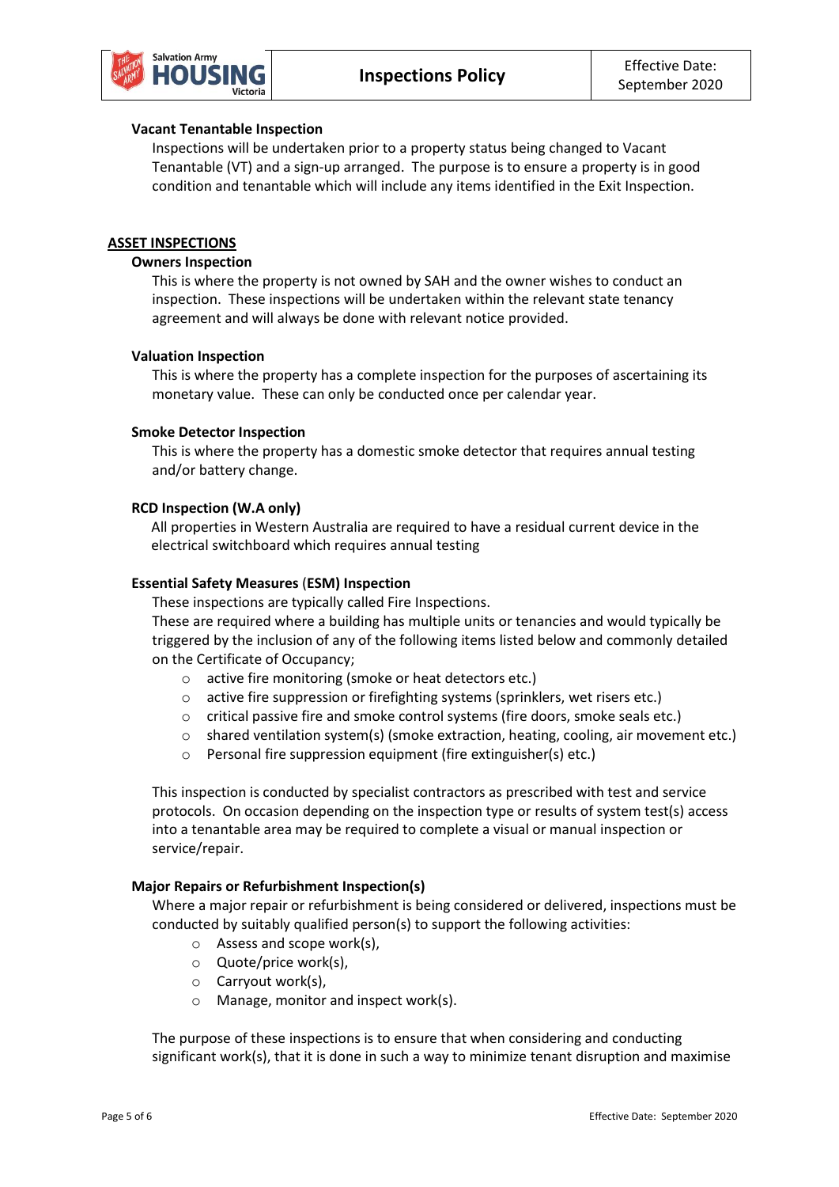### Vacant Tenantable Inspection

Inspections will be undertaken prior to a property status being changed to Vacant Tenantable (VT) and a sign-up arranged. The purpose is to ensure a property is in good condition and tenantable which will include any items identified in the Exit Inspection.

## ASSET INSPECTIONS

### Owners Inspection

This is where the property is not owned by SAH and the owner wishes to conduct an inspection. These inspections will be undertaken within the relevant state tenancy agreement and will always be done with relevant notice provided.

### Valuation Inspection

This is where the property has a complete inspection for the purposes of ascertaining its monetary value. These can only be conducted once per calendar year.

### Smoke Detector Inspection

This is where the property has a domestic smoke detector that requires annual testing and/or battery change.

### RCD Inspection (W.A only)

All properties in Western Australia are required to have a residual current device in the electrical switchboard which requires annual testing

### Essential Safety Measures (ESM) Inspection

These inspections are typically called Fire Inspections.
These are required where a building has multiple units or tenancies and would typically be triggered by the inclusion of any of the following items listed below and commonly detailed on the Certificate of Occupancy;

- active fire monitoring (smoke or heat detectors etc.)
- active fire suppression or firefighting systems (sprinklers, wet risers etc.)
- critical passive fire and smoke control systems (fire doors, smoke seals etc.)
- shared ventilation system(s) (smoke extraction, heating, cooling, air movement etc.)
- Personal fire suppression equipment (fire extinguisher(s) etc.)

This inspection is conducted by specialist contractors as prescribed with test and service protocols. On occasion depending on the inspection type or results of system test(s) access into a tenantable area may be required to complete a visual or manual inspection or service/repair.

### Major Repairs or Refurbishment Inspection(s)

Where a major repair or refurbishment is being considered or delivered, inspections must be conducted by suitably qualified person(s) to support the following activities:

- Assess and scope work(s),
- Quote/price work(s),
- Carryout work(s),
- Manage, monitor and inspect work(s).

The purpose of these inspections is to ensure that when considering and conducting significant work(s), that it is done in such a way to minimize tenant disruption and maximise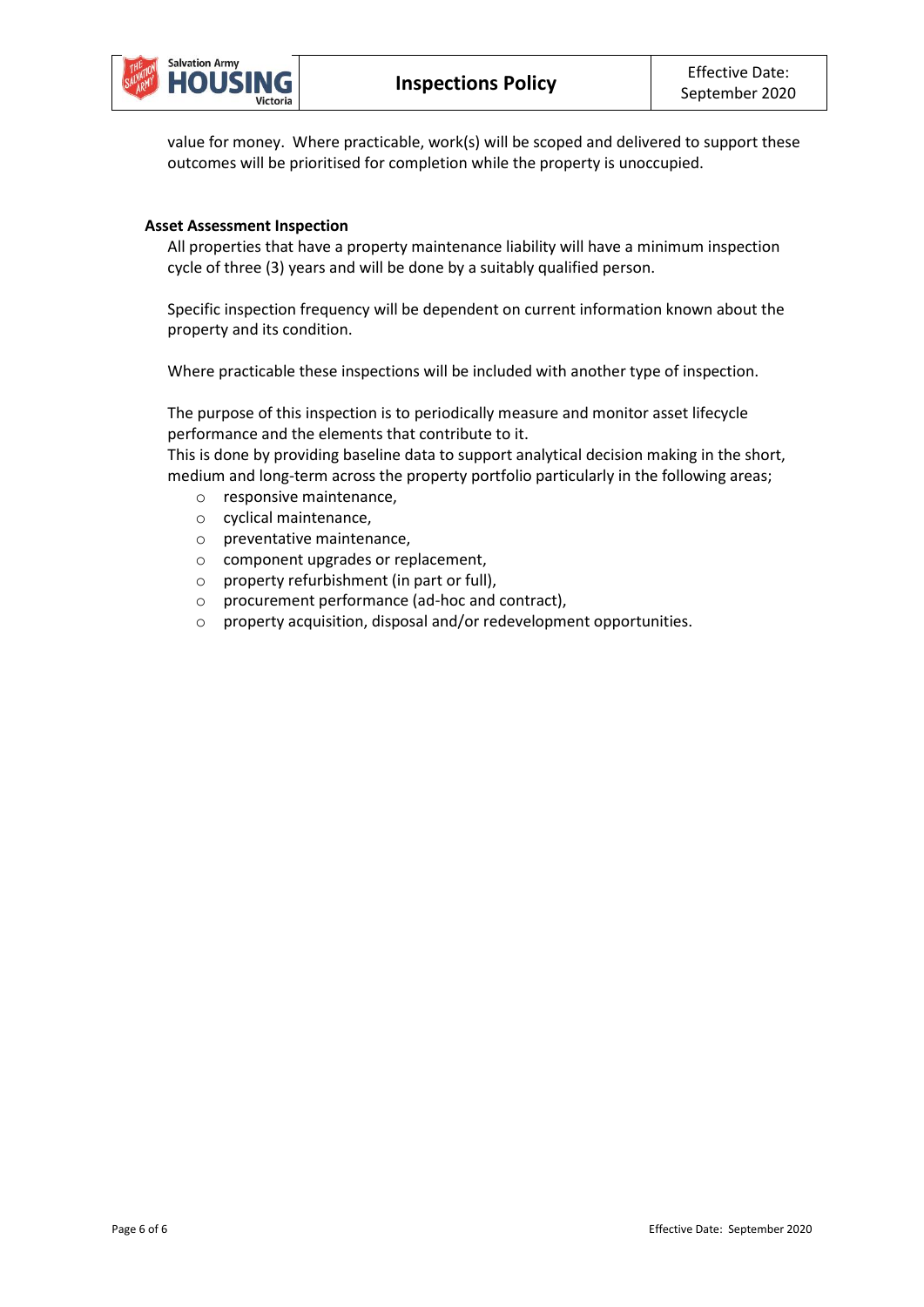value for money. Where practicable, work(s) will be scoped and delivered to support these outcomes will be prioritised for completion while the property is unoccupied.

**Asset Assessment Inspection**

All properties that have a property maintenance liability will have a minimum inspection cycle of three (3) years and will be done by a suitably qualified person.

Specific inspection frequency will be dependent on current information known about the property and its condition.

Where practicable these inspections will be included with another type of inspection.

The purpose of this inspection is to periodically measure and monitor asset lifecycle performance and the elements that contribute to it.
This is done by providing baseline data to support analytical decision making in the short, medium and long-term across the property portfolio particularly in the following areas;

- responsive maintenance,
- cyclical maintenance,
- preventative maintenance,
- component upgrades or replacement,
- property refurbishment (in part or full),
- procurement performance (ad-hoc and contract),
- property acquisition, disposal and/or redevelopment opportunities.